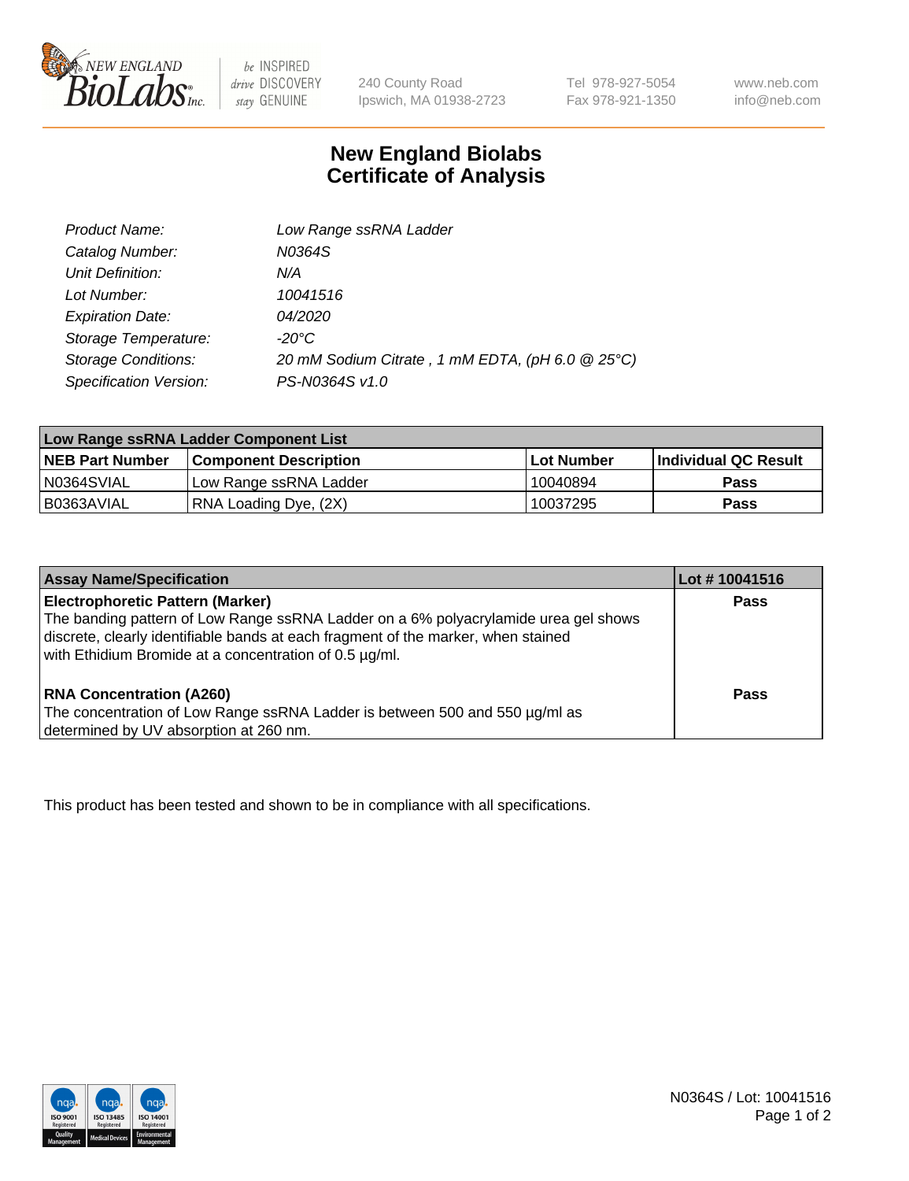240 County Road
Ipswich, MA 01938-2723

Tel 978-927-5054
Fax 978-921-1350

www.neb.com
info@neb.com

# New England Biolabs
# Certificate of Analysis

| | |
|---|---|
| *Product Name:* | *Low Range ssRNA Ladder* |
| *Catalog Number:* | *N0364S* |
| *Unit Definition:* | *N/A* |
| *Lot Number:* | *10041516* |
| *Expiration Date:* | *04/2020* |
| *Storage Temperature:* | *-20°C* |
| *Storage Conditions:* | *20 mM Sodium Citrate , 1 mM EDTA, (pH 6.0 @ 25°C)* |
| *Specification Version:* | *PS-N0364S v1.0* |

| **Low Range ssRNA Ladder Component List** | | | |
|---|---|---|---|
| **NEB Part Number** | **Component Description** | **Lot Number** | **Individual QC Result** |
| N0364SVIAL | Low Range ssRNA Ladder | 10040894 | **Pass** |
| B0363AVIAL | RNA Loading Dye, (2X) | 10037295 | **Pass** |

| **Assay Name/Specification** | **Lot # 10041516** |
|---|---|
| **Electrophoretic Pattern (Marker)**<br>The banding pattern of Low Range ssRNA Ladder on a 6% polyacrylamide urea gel shows discrete, clearly identifiable bands at each fragment of the marker, when stained with Ethidium Bromide at a concentration of 0.5 µg/ml. | **Pass** |
| **RNA Concentration (A260)**<br>The concentration of Low Range ssRNA Ladder is between 500 and 550 µg/ml as determined by UV absorption at 260 nm. | **Pass** |

This product has been tested and shown to be in compliance with all specifications.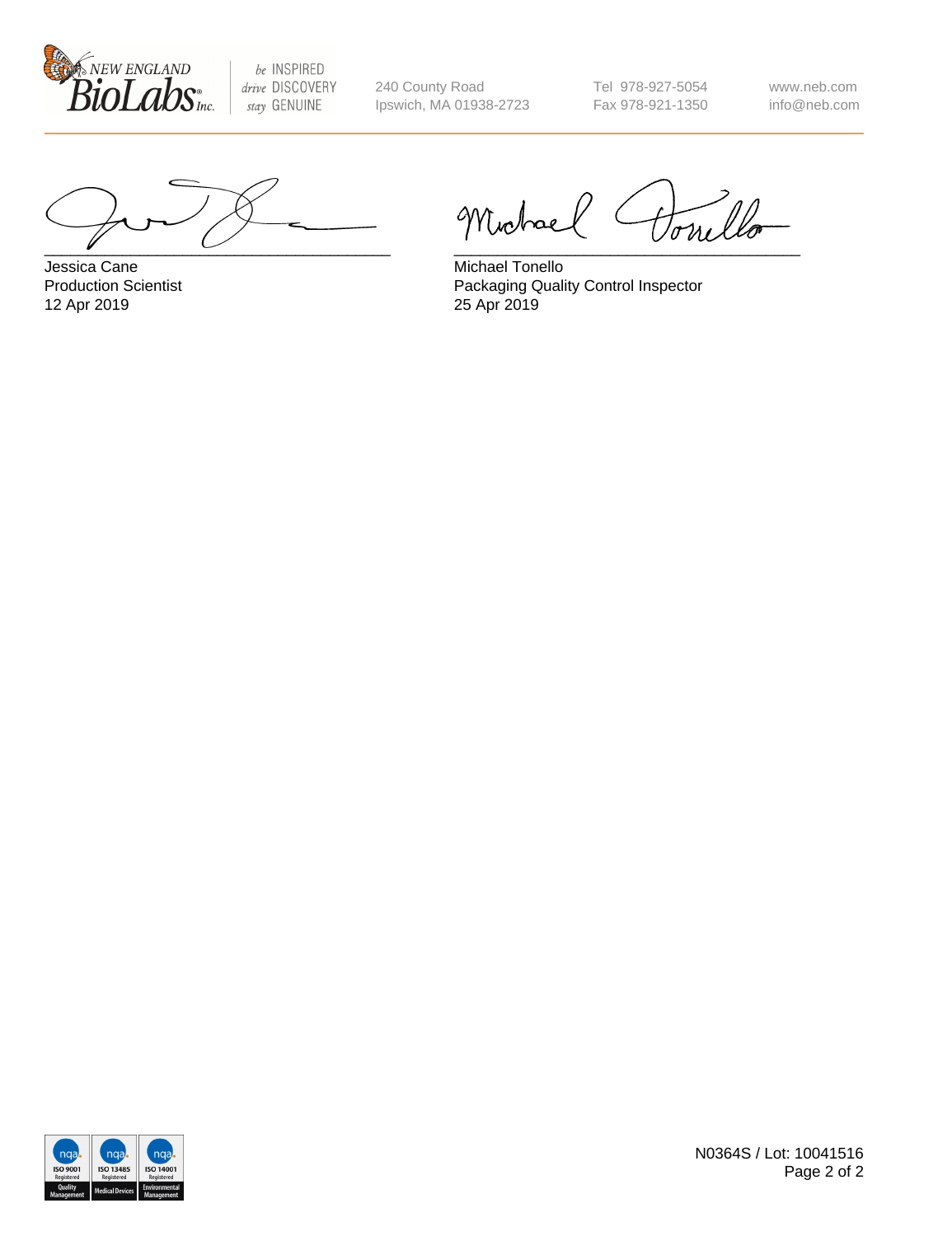NEW ENGLAND BioLabs Inc.

be INSPIRED drive DISCOVERY stay GENUINE

240 County Road
Ipswich, MA 01938-2723

Tel 978-927-5054
Fax 978-921-1350

www.neb.com
info@neb.com

Jessica Cane
Production Scientist
12 Apr 2019

Michael Tonello
Packaging Quality Control Inspector
25 Apr 2019

nqa ISO 9001 Registered Quality Management | nqa ISO 13485 Registered Medical Devices | nqa ISO 14001 Registered Environmental Management

N0364S / Lot: 10041516